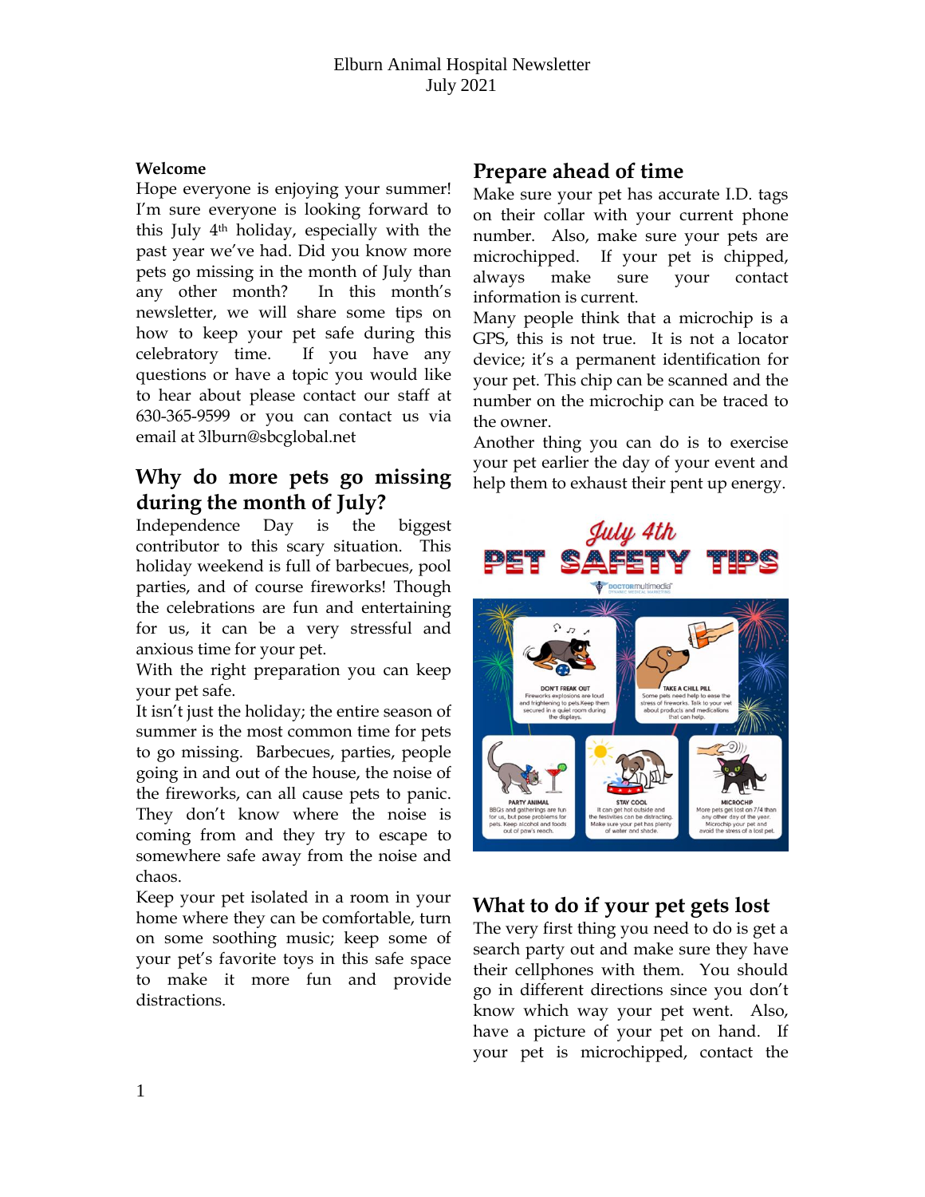# Elburn Animal Hospital Newsletter
July 2021

**Welcome**

Hope everyone is enjoying your summer! I'm sure everyone is looking forward to this July 4th holiday, especially with the past year we've had. Did you know more pets go missing in the month of July than any other month? In this month's newsletter, we will share some tips on how to keep your pet safe during this celebratory time. If you have any questions or have a topic you would like to hear about please contact our staff at 630-365-9599 or you can contact us via email at 3lburn@sbcglobal.net

## Why do more pets go missing during the month of July?

Independence Day is the biggest contributor to this scary situation. This holiday weekend is full of barbecues, pool parties, and of course fireworks! Though the celebrations are fun and entertaining for us, it can be a very stressful and anxious time for your pet.

With the right preparation you can keep your pet safe.

It isn't just the holiday; the entire season of summer is the most common time for pets to go missing. Barbecues, parties, people going in and out of the house, the noise of the fireworks, can all cause pets to panic. They don't know where the noise is coming from and they try to escape to somewhere safe away from the noise and chaos.

Keep your pet isolated in a room in your home where they can be comfortable, turn on some soothing music; keep some of your pet's favorite toys in this safe space to make it more fun and provide distractions.

## Prepare ahead of time

Make sure your pet has accurate I.D. tags on their collar with your current phone number. Also, make sure your pets are microchipped. If your pet is chipped, always make sure your contact information is current.

Many people think that a microchip is a GPS, this is not true. It is not a locator device; it's a permanent identification for your pet. This chip can be scanned and the number on the microchip can be traced to the owner.

Another thing you can do is to exercise your pet earlier the day of your event and help them to exhaust their pent up energy.

July 4th PET SAFETY TIPS

DOCTORmultimedia

DON'T FREAK OUT: Fireworks explosions are loud and frightening to pets. Keep them secured in a quiet room during the displays.

TAKE A CHILL PILL: Some pets need help to ease the stress of fireworks. Talk to your vet about products and medications that can help.

PARTY ANIMAL: BBQs and gatherings are fun for us, but pose problems for pets. Keep alcohol and foods out of paw's reach.

STAY COOL: It can get hot outside and the festivities can be distracting. Make sure your pet has plenty of water and shade.

MICROCHIP: More pets get lost on 7/4 than any other day of the year. Microchip your pet and avoid the stress of a lost pet.

## What to do if your pet gets lost

The very first thing you need to do is get a search party out and make sure they have their cellphones with them. You should go in different directions since you don't know which way your pet went. Also, have a picture of your pet on hand. If your pet is microchipped, contact the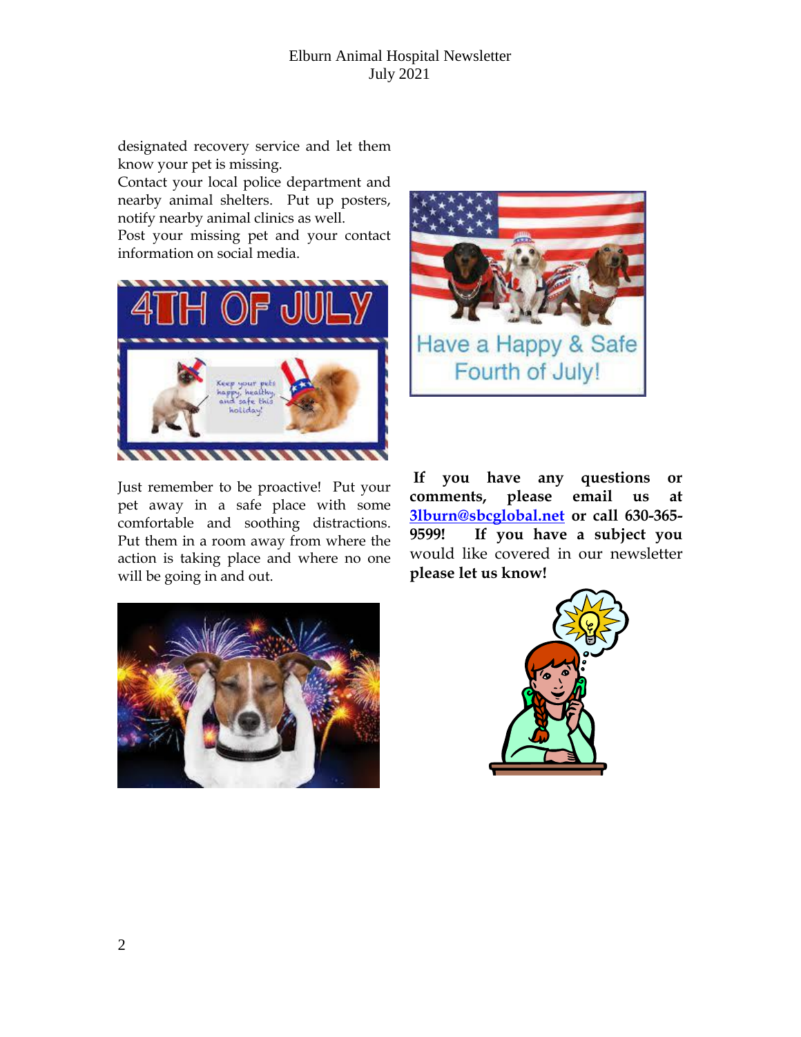designated recovery service and let them know your pet is missing.

Contact your local police department and nearby animal shelters. Put up posters, notify nearby animal clinics as well.

Post your missing pet and your contact information on social media.

Just remember to be proactive! Put your pet away in a safe place with some comfortable and soothing distractions. Put them in a room away from where the action is taking place and where no one will be going in and out.

**If you have any questions or comments, please email us at [3lburn@sbcglobal.net](mailto:3lburn@sbcglobal.net) or call 630-365-9599! If you have a subject you** would like covered in our newsletter **please let us know!**